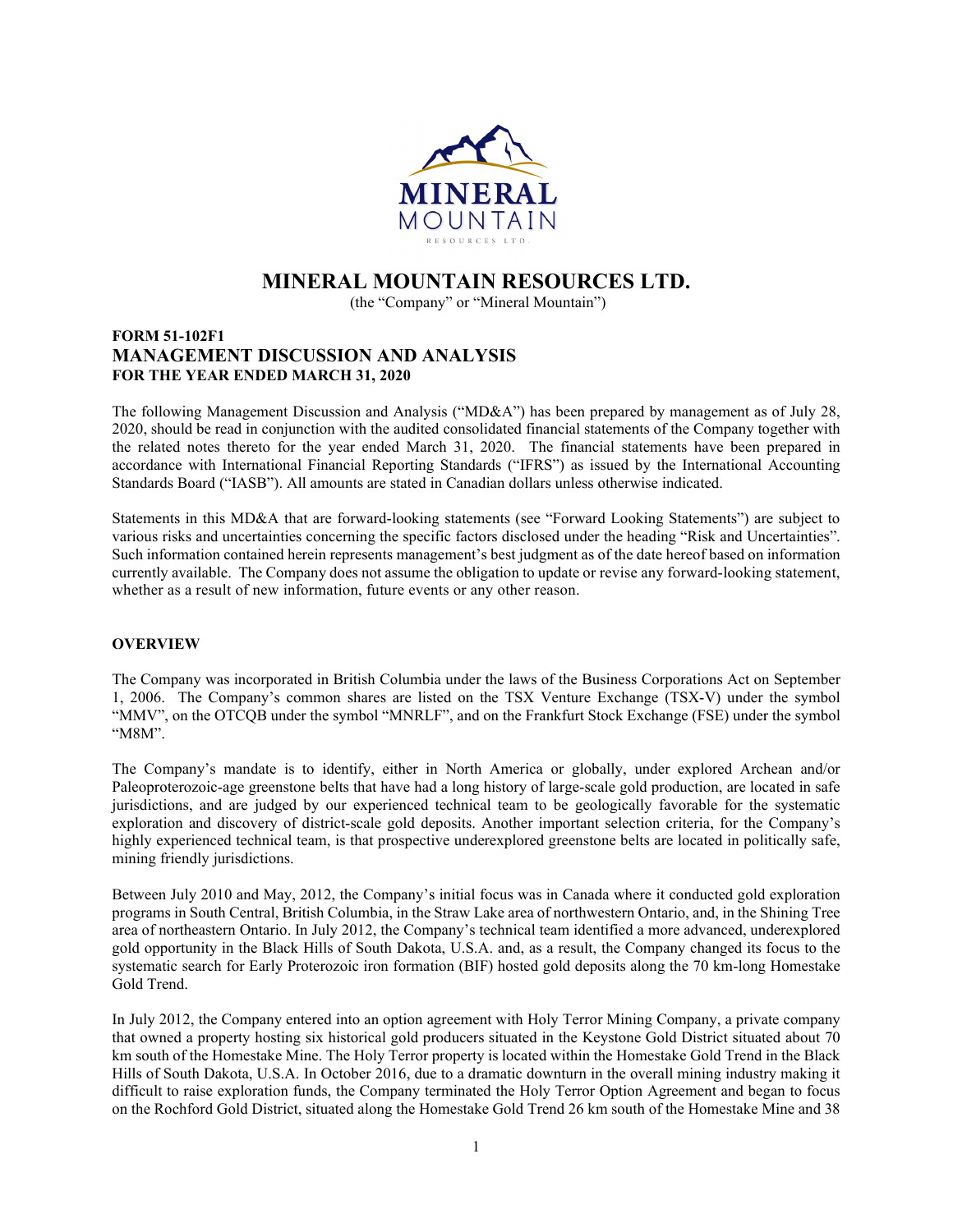# MINERAL MOUNTAIN RESOURCES LTD.

(the "Company" or "Mineral Mountain")

**FORM 51-102F1**
## MANAGEMENT DISCUSSION AND ANALYSIS
**FOR THE YEAR ENDED MARCH 31, 2020**

The following Management Discussion and Analysis ("MD&A") has been prepared by management as of July 28, 2020, should be read in conjunction with the audited consolidated financial statements of the Company together with the related notes thereto for the year ended March 31, 2020. The financial statements have been prepared in accordance with International Financial Reporting Standards ("IFRS") as issued by the International Accounting Standards Board ("IASB"). All amounts are stated in Canadian dollars unless otherwise indicated.

Statements in this MD&A that are forward-looking statements (see "Forward Looking Statements") are subject to various risks and uncertainties concerning the specific factors disclosed under the heading "Risk and Uncertainties". Such information contained herein represents management's best judgment as of the date hereof based on information currently available. The Company does not assume the obligation to update or revise any forward-looking statement, whether as a result of new information, future events or any other reason.

### OVERVIEW

The Company was incorporated in British Columbia under the laws of the Business Corporations Act on September 1, 2006. The Company's common shares are listed on the TSX Venture Exchange (TSX-V) under the symbol "MMV", on the OTCQB under the symbol "MNRLF", and on the Frankfurt Stock Exchange (FSE) under the symbol "M8M".

The Company's mandate is to identify, either in North America or globally, under explored Archean and/or Paleoproterozoic-age greenstone belts that have had a long history of large-scale gold production, are located in safe jurisdictions, and are judged by our experienced technical team to be geologically favorable for the systematic exploration and discovery of district-scale gold deposits. Another important selection criteria, for the Company's highly experienced technical team, is that prospective underexplored greenstone belts are located in politically safe, mining friendly jurisdictions.

Between July 2010 and May, 2012, the Company's initial focus was in Canada where it conducted gold exploration programs in South Central, British Columbia, in the Straw Lake area of northwestern Ontario, and, in the Shining Tree area of northeastern Ontario. In July 2012, the Company's technical team identified a more advanced, underexplored gold opportunity in the Black Hills of South Dakota, U.S.A. and, as a result, the Company changed its focus to the systematic search for Early Proterozoic iron formation (BIF) hosted gold deposits along the 70 km-long Homestake Gold Trend.

In July 2012, the Company entered into an option agreement with Holy Terror Mining Company, a private company that owned a property hosting six historical gold producers situated in the Keystone Gold District situated about 70 km south of the Homestake Mine. The Holy Terror property is located within the Homestake Gold Trend in the Black Hills of South Dakota, U.S.A. In October 2016, due to a dramatic downturn in the overall mining industry making it difficult to raise exploration funds, the Company terminated the Holy Terror Option Agreement and began to focus on the Rochford Gold District, situated along the Homestake Gold Trend 26 km south of the Homestake Mine and 38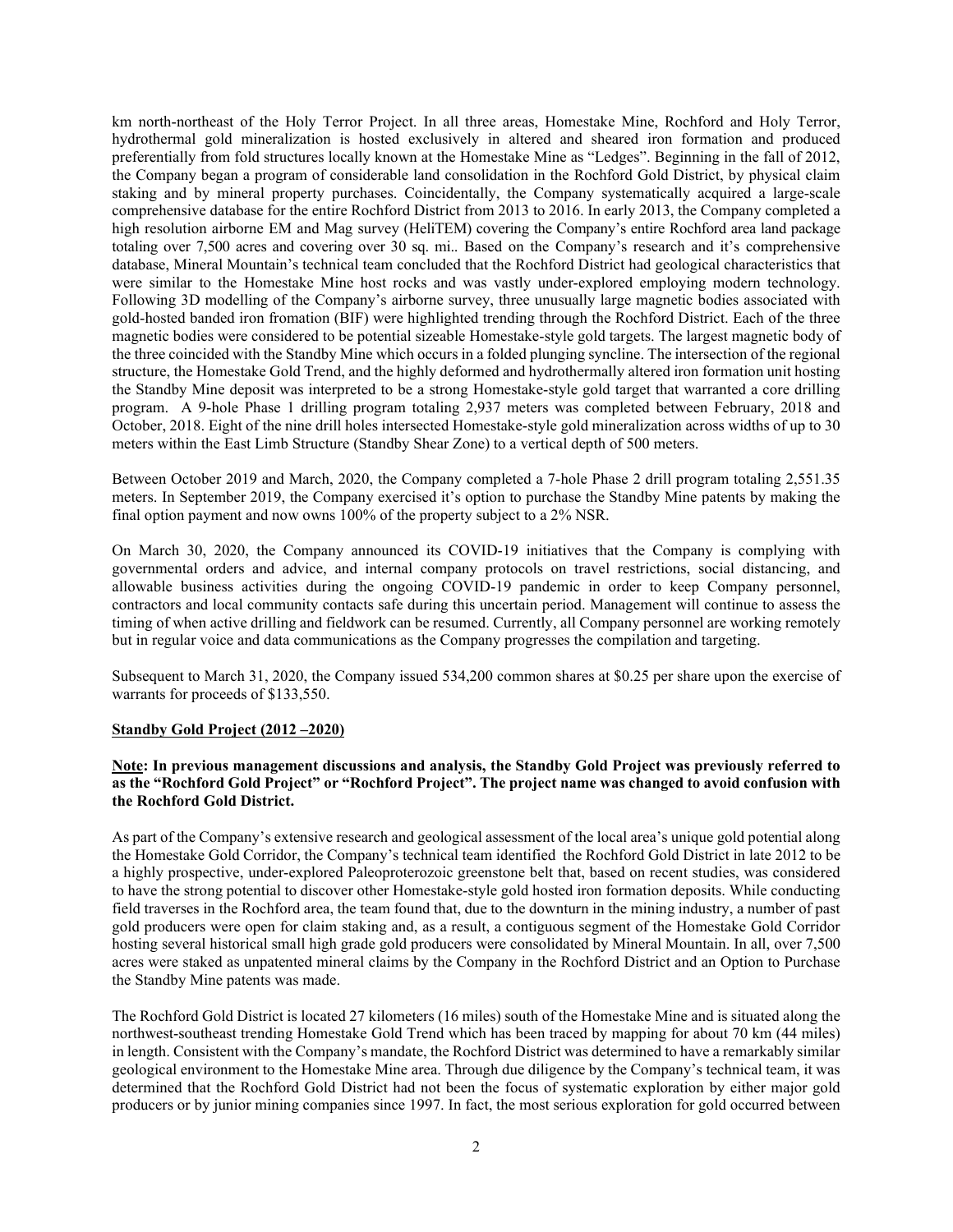km north-northeast of the Holy Terror Project. In all three areas, Homestake Mine, Rochford and Holy Terror, hydrothermal gold mineralization is hosted exclusively in altered and sheared iron formation and produced preferentially from fold structures locally known at the Homestake Mine as "Ledges". Beginning in the fall of 2012, the Company began a program of considerable land consolidation in the Rochford Gold District, by physical claim staking and by mineral property purchases. Coincidentally, the Company systematically acquired a large-scale comprehensive database for the entire Rochford District from 2013 to 2016. In early 2013, the Company completed a high resolution airborne EM and Mag survey (HeliTEM) covering the Company's entire Rochford area land package totaling over 7,500 acres and covering over 30 sq. mi.. Based on the Company's research and it's comprehensive database, Mineral Mountain's technical team concluded that the Rochford District had geological characteristics that were similar to the Homestake Mine host rocks and was vastly under-explored employing modern technology. Following 3D modelling of the Company's airborne survey, three unusually large magnetic bodies associated with gold-hosted banded iron fromation (BIF) were highlighted trending through the Rochford District. Each of the three magnetic bodies were considered to be potential sizeable Homestake-style gold targets. The largest magnetic body of the three coincided with the Standby Mine which occurs in a folded plunging syncline. The intersection of the regional structure, the Homestake Gold Trend, and the highly deformed and hydrothermally altered iron formation unit hosting the Standby Mine deposit was interpreted to be a strong Homestake-style gold target that warranted a core drilling program. A 9-hole Phase 1 drilling program totaling 2,937 meters was completed between February, 2018 and October, 2018. Eight of the nine drill holes intersected Homestake-style gold mineralization across widths of up to 30 meters within the East Limb Structure (Standby Shear Zone) to a vertical depth of 500 meters.

Between October 2019 and March, 2020, the Company completed a 7-hole Phase 2 drill program totaling 2,551.35 meters. In September 2019, the Company exercised it's option to purchase the Standby Mine patents by making the final option payment and now owns 100% of the property subject to a 2% NSR.

On March 30, 2020, the Company announced its COVID-19 initiatives that the Company is complying with governmental orders and advice, and internal company protocols on travel restrictions, social distancing, and allowable business activities during the ongoing COVID-19 pandemic in order to keep Company personnel, contractors and local community contacts safe during this uncertain period. Management will continue to assess the timing of when active drilling and fieldwork can be resumed. Currently, all Company personnel are working remotely but in regular voice and data communications as the Company progresses the compilation and targeting.

Subsequent to March 31, 2020, the Company issued 534,200 common shares at $0.25 per share upon the exercise of warrants for proceeds of $133,550.

**Standby Gold Project (2012 –2020)**

**Note: In previous management discussions and analysis, the Standby Gold Project was previously referred to as the "Rochford Gold Project" or "Rochford Project". The project name was changed to avoid confusion with the Rochford Gold District.**

As part of the Company's extensive research and geological assessment of the local area's unique gold potential along the Homestake Gold Corridor, the Company's technical team identified the Rochford Gold District in late 2012 to be a highly prospective, under-explored Paleoproterozoic greenstone belt that, based on recent studies, was considered to have the strong potential to discover other Homestake-style gold hosted iron formation deposits. While conducting field traverses in the Rochford area, the team found that, due to the downturn in the mining industry, a number of past gold producers were open for claim staking and, as a result, a contiguous segment of the Homestake Gold Corridor hosting several historical small high grade gold producers were consolidated by Mineral Mountain. In all, over 7,500 acres were staked as unpatented mineral claims by the Company in the Rochford District and an Option to Purchase the Standby Mine patents was made.

The Rochford Gold District is located 27 kilometers (16 miles) south of the Homestake Mine and is situated along the northwest-southeast trending Homestake Gold Trend which has been traced by mapping for about 70 km (44 miles) in length. Consistent with the Company's mandate, the Rochford District was determined to have a remarkably similar geological environment to the Homestake Mine area. Through due diligence by the Company's technical team, it was determined that the Rochford Gold District had not been the focus of systematic exploration by either major gold producers or by junior mining companies since 1997. In fact, the most serious exploration for gold occurred between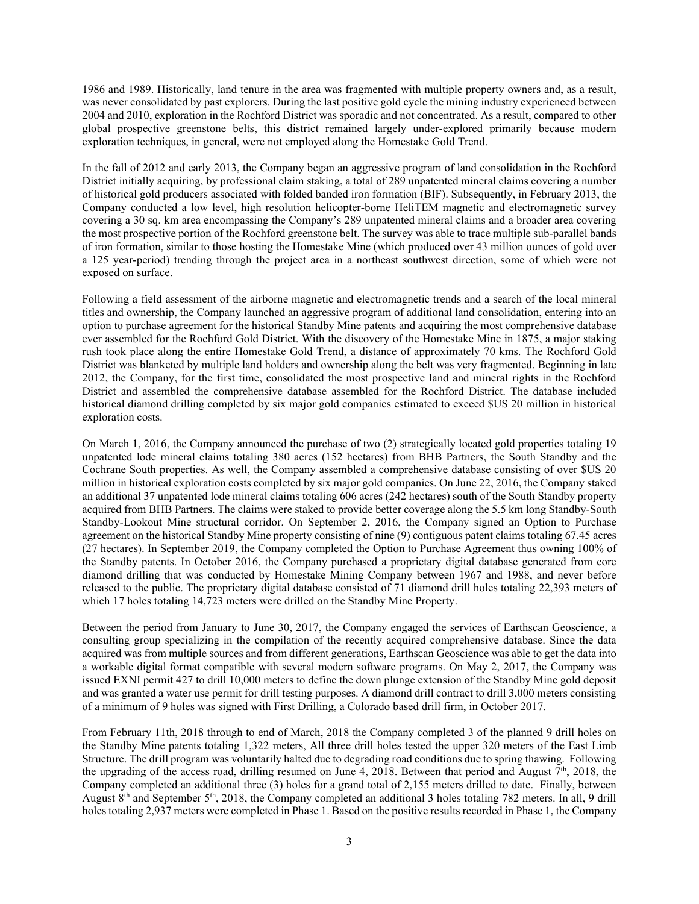1986 and 1989. Historically, land tenure in the area was fragmented with multiple property owners and, as a result, was never consolidated by past explorers. During the last positive gold cycle the mining industry experienced between 2004 and 2010, exploration in the Rochford District was sporadic and not concentrated. As a result, compared to other global prospective greenstone belts, this district remained largely under-explored primarily because modern exploration techniques, in general, were not employed along the Homestake Gold Trend.

In the fall of 2012 and early 2013, the Company began an aggressive program of land consolidation in the Rochford District initially acquiring, by professional claim staking, a total of 289 unpatented mineral claims covering a number of historical gold producers associated with folded banded iron formation (BIF). Subsequently, in February 2013, the Company conducted a low level, high resolution helicopter-borne HeliTEM magnetic and electromagnetic survey covering a 30 sq. km area encompassing the Company's 289 unpatented mineral claims and a broader area covering the most prospective portion of the Rochford greenstone belt. The survey was able to trace multiple sub-parallel bands of iron formation, similar to those hosting the Homestake Mine (which produced over 43 million ounces of gold over a 125 year-period) trending through the project area in a northeast southwest direction, some of which were not exposed on surface.

Following a field assessment of the airborne magnetic and electromagnetic trends and a search of the local mineral titles and ownership, the Company launched an aggressive program of additional land consolidation, entering into an option to purchase agreement for the historical Standby Mine patents and acquiring the most comprehensive database ever assembled for the Rochford Gold District. With the discovery of the Homestake Mine in 1875, a major staking rush took place along the entire Homestake Gold Trend, a distance of approximately 70 kms. The Rochford Gold District was blanketed by multiple land holders and ownership along the belt was very fragmented. Beginning in late 2012, the Company, for the first time, consolidated the most prospective land and mineral rights in the Rochford District and assembled the comprehensive database assembled for the Rochford District. The database included historical diamond drilling completed by six major gold companies estimated to exceed $US 20 million in historical exploration costs.

On March 1, 2016, the Company announced the purchase of two (2) strategically located gold properties totaling 19 unpatented lode mineral claims totaling 380 acres (152 hectares) from BHB Partners, the South Standby and the Cochrane South properties. As well, the Company assembled a comprehensive database consisting of over $US 20 million in historical exploration costs completed by six major gold companies. On June 22, 2016, the Company staked an additional 37 unpatented lode mineral claims totaling 606 acres (242 hectares) south of the South Standby property acquired from BHB Partners. The claims were staked to provide better coverage along the 5.5 km long Standby-South Standby-Lookout Mine structural corridor. On September 2, 2016, the Company signed an Option to Purchase agreement on the historical Standby Mine property consisting of nine (9) contiguous patent claims totaling 67.45 acres (27 hectares). In September 2019, the Company completed the Option to Purchase Agreement thus owning 100% of the Standby patents. In October 2016, the Company purchased a proprietary digital database generated from core diamond drilling that was conducted by Homestake Mining Company between 1967 and 1988, and never before released to the public. The proprietary digital database consisted of 71 diamond drill holes totaling 22,393 meters of which 17 holes totaling 14,723 meters were drilled on the Standby Mine Property.

Between the period from January to June 30, 2017, the Company engaged the services of Earthscan Geoscience, a consulting group specializing in the compilation of the recently acquired comprehensive database. Since the data acquired was from multiple sources and from different generations, Earthscan Geoscience was able to get the data into a workable digital format compatible with several modern software programs. On May 2, 2017, the Company was issued EXNI permit 427 to drill 10,000 meters to define the down plunge extension of the Standby Mine gold deposit and was granted a water use permit for drill testing purposes. A diamond drill contract to drill 3,000 meters consisting of a minimum of 9 holes was signed with First Drilling, a Colorado based drill firm, in October 2017.

From February 11th, 2018 through to end of March, 2018 the Company completed 3 of the planned 9 drill holes on the Standby Mine patents totaling 1,322 meters, All three drill holes tested the upper 320 meters of the East Limb Structure. The drill program was voluntarily halted due to degrading road conditions due to spring thawing. Following the upgrading of the access road, drilling resumed on June 4, 2018. Between that period and August 7th, 2018, the Company completed an additional three (3) holes for a grand total of 2,155 meters drilled to date. Finally, between August 8th and September 5th, 2018, the Company completed an additional 3 holes totaling 782 meters. In all, 9 drill holes totaling 2,937 meters were completed in Phase 1. Based on the positive results recorded in Phase 1, the Company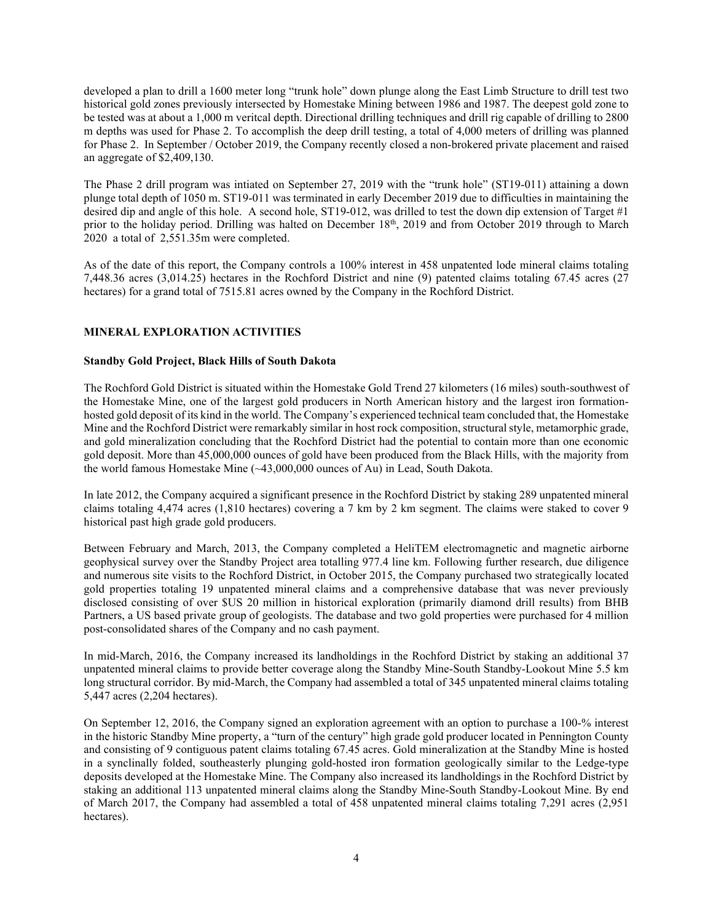developed a plan to drill a 1600 meter long "trunk hole" down plunge along the East Limb Structure to drill test two historical gold zones previously intersected by Homestake Mining between 1986 and 1987. The deepest gold zone to be tested was at about a 1,000 m veritcal depth. Directional drilling techniques and drill rig capable of drilling to 2800 m depths was used for Phase 2. To accomplish the deep drill testing, a total of 4,000 meters of drilling was planned for Phase 2. In September / October 2019, the Company recently closed a non-brokered private placement and raised an aggregate of $2,409,130.

The Phase 2 drill program was intiated on September 27, 2019 with the "trunk hole" (ST19-011) attaining a down plunge total depth of 1050 m. ST19-011 was terminated in early December 2019 due to difficulties in maintaining the desired dip and angle of this hole. A second hole, ST19-012, was drilled to test the down dip extension of Target #1 prior to the holiday period. Drilling was halted on December 18th, 2019 and from October 2019 through to March 2020 a total of 2,551.35m were completed.

As of the date of this report, the Company controls a 100% interest in 458 unpatented lode mineral claims totaling 7,448.36 acres (3,014.25) hectares in the Rochford District and nine (9) patented claims totaling 67.45 acres (27 hectares) for a grand total of 7515.81 acres owned by the Company in the Rochford District.

## MINERAL EXPLORATION ACTIVITIES

### Standby Gold Project, Black Hills of South Dakota

The Rochford Gold District is situated within the Homestake Gold Trend 27 kilometers (16 miles) south-southwest of the Homestake Mine, one of the largest gold producers in North American history and the largest iron formation-hosted gold deposit of its kind in the world. The Company's experienced technical team concluded that, the Homestake Mine and the Rochford District were remarkably similar in host rock composition, structural style, metamorphic grade, and gold mineralization concluding that the Rochford District had the potential to contain more than one economic gold deposit. More than 45,000,000 ounces of gold have been produced from the Black Hills, with the majority from the world famous Homestake Mine (~43,000,000 ounces of Au) in Lead, South Dakota.

In late 2012, the Company acquired a significant presence in the Rochford District by staking 289 unpatented mineral claims totaling 4,474 acres (1,810 hectares) covering a 7 km by 2 km segment. The claims were staked to cover 9 historical past high grade gold producers.

Between February and March, 2013, the Company completed a HeliTEM electromagnetic and magnetic airborne geophysical survey over the Standby Project area totalling 977.4 line km. Following further research, due diligence and numerous site visits to the Rochford District, in October 2015, the Company purchased two strategically located gold properties totaling 19 unpatented mineral claims and a comprehensive database that was never previously disclosed consisting of over $US 20 million in historical exploration (primarily diamond drill results) from BHB Partners, a US based private group of geologists. The database and two gold properties were purchased for 4 million post-consolidated shares of the Company and no cash payment.

In mid-March, 2016, the Company increased its landholdings in the Rochford District by staking an additional 37 unpatented mineral claims to provide better coverage along the Standby Mine-South Standby-Lookout Mine 5.5 km long structural corridor. By mid-March, the Company had assembled a total of 345 unpatented mineral claims totaling 5,447 acres (2,204 hectares).

On September 12, 2016, the Company signed an exploration agreement with an option to purchase a 100-% interest in the historic Standby Mine property, a "turn of the century" high grade gold producer located in Pennington County and consisting of 9 contiguous patent claims totaling 67.45 acres. Gold mineralization at the Standby Mine is hosted in a synclinally folded, southeasterly plunging gold-hosted iron formation geologically similar to the Ledge-type deposits developed at the Homestake Mine. The Company also increased its landholdings in the Rochford District by staking an additional 113 unpatented mineral claims along the Standby Mine-South Standby-Lookout Mine. By end of March 2017, the Company had assembled a total of 458 unpatented mineral claims totaling 7,291 acres (2,951 hectares).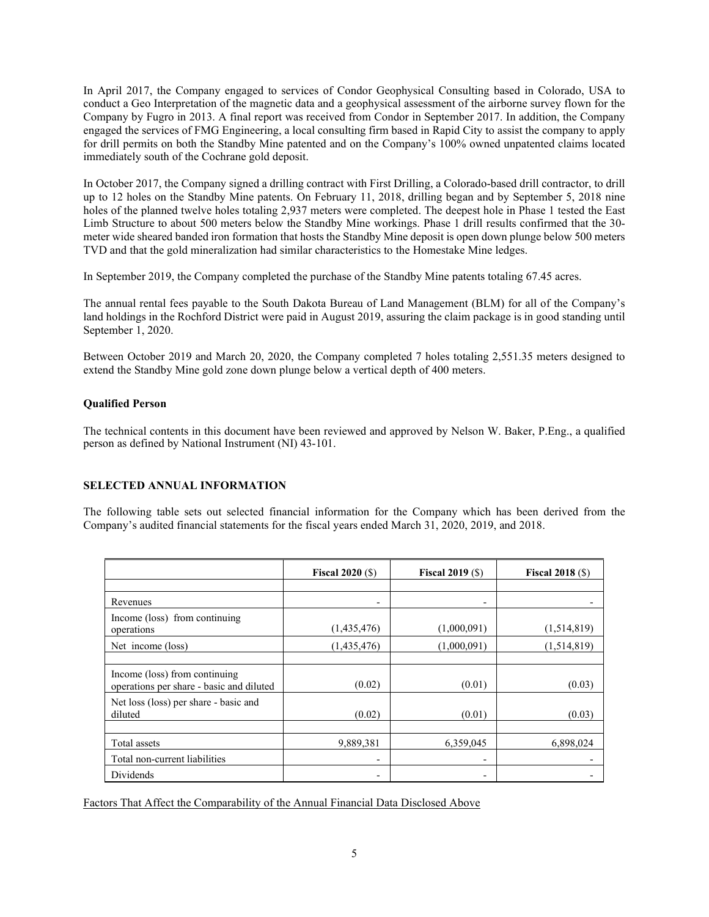In April 2017, the Company engaged to services of Condor Geophysical Consulting based in Colorado, USA to conduct a Geo Interpretation of the magnetic data and a geophysical assessment of the airborne survey flown for the Company by Fugro in 2013. A final report was received from Condor in September 2017. In addition, the Company engaged the services of FMG Engineering, a local consulting firm based in Rapid City to assist the company to apply for drill permits on both the Standby Mine patented and on the Company's 100% owned unpatented claims located immediately south of the Cochrane gold deposit.

In October 2017, the Company signed a drilling contract with First Drilling, a Colorado-based drill contractor, to drill up to 12 holes on the Standby Mine patents. On February 11, 2018, drilling began and by September 5, 2018 nine holes of the planned twelve holes totaling 2,937 meters were completed. The deepest hole in Phase 1 tested the East Limb Structure to about 500 meters below the Standby Mine workings. Phase 1 drill results confirmed that the 30-meter wide sheared banded iron formation that hosts the Standby Mine deposit is open down plunge below 500 meters TVD and that the gold mineralization had similar characteristics to the Homestake Mine ledges.

In September 2019, the Company completed the purchase of the Standby Mine patents totaling 67.45 acres.

The annual rental fees payable to the South Dakota Bureau of Land Management (BLM) for all of the Company's land holdings in the Rochford District were paid in August 2019, assuring the claim package is in good standing until September 1, 2020.

Between October 2019 and March 20, 2020, the Company completed 7 holes totaling 2,551.35 meters designed to extend the Standby Mine gold zone down plunge below a vertical depth of 400 meters.

**Qualified Person**

The technical contents in this document have been reviewed and approved by Nelson W. Baker, P.Eng., a qualified person as defined by National Instrument (NI) 43-101.

**SELECTED ANNUAL INFORMATION**

The following table sets out selected financial information for the Company which has been derived from the Company's audited financial statements for the fiscal years ended March 31, 2020, 2019, and 2018.

| | **Fiscal 2020** ($) | **Fiscal 2019** ($) | **Fiscal 2018** ($) |
|---|---|---|---|
| Revenues | - | - | - |
| Income (loss) from continuing operations | (1,435,476) | (1,000,091) | (1,514,819) |
| Net income (loss) | (1,435,476) | (1,000,091) | (1,514,819) |
| Income (loss) from continuing operations per share - basic and diluted | (0.02) | (0.01) | (0.03) |
| Net loss (loss) per share - basic and diluted | (0.02) | (0.01) | (0.03) |
| Total assets | 9,889,381 | 6,359,045 | 6,898,024 |
| Total non-current liabilities | - | - | - |
| Dividends | - | - | - |

Factors That Affect the Comparability of the Annual Financial Data Disclosed Above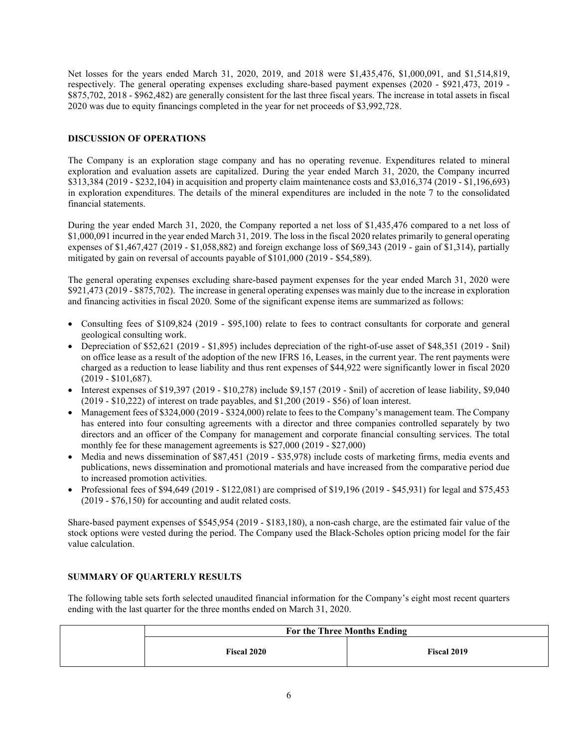Net losses for the years ended March 31, 2020, 2019, and 2018 were $1,435,476, $1,000,091, and $1,514,819, respectively. The general operating expenses excluding share-based payment expenses (2020 - $921,473, 2019 - $875,702, 2018 - $962,482) are generally consistent for the last three fiscal years. The increase in total assets in fiscal 2020 was due to equity financings completed in the year for net proceeds of $3,992,728.

## DISCUSSION OF OPERATIONS

The Company is an exploration stage company and has no operating revenue. Expenditures related to mineral exploration and evaluation assets are capitalized. During the year ended March 31, 2020, the Company incurred $313,384 (2019 - $232,104) in acquisition and property claim maintenance costs and $3,016,374 (2019 - $1,196,693) in exploration expenditures. The details of the mineral expenditures are included in the note 7 to the consolidated financial statements.

During the year ended March 31, 2020, the Company reported a net loss of $1,435,476 compared to a net loss of $1,000,091 incurred in the year ended March 31, 2019. The loss in the fiscal 2020 relates primarily to general operating expenses of $1,467,427 (2019 - $1,058,882) and foreign exchange loss of $69,343 (2019 - gain of $1,314), partially mitigated by gain on reversal of accounts payable of $101,000 (2019 - $54,589).

The general operating expenses excluding share-based payment expenses for the year ended March 31, 2020 were $921,473 (2019 - $875,702). The increase in general operating expenses was mainly due to the increase in exploration and financing activities in fiscal 2020. Some of the significant expense items are summarized as follows:

- Consulting fees of $109,824 (2019 - $95,100) relate to fees to contract consultants for corporate and general geological consulting work.
- Depreciation of $52,621 (2019 - $1,895) includes depreciation of the right-of-use asset of $48,351 (2019 - $nil) on office lease as a result of the adoption of the new IFRS 16, Leases, in the current year. The rent payments were charged as a reduction to lease liability and thus rent expenses of $44,922 were significantly lower in fiscal 2020 (2019 - $101,687).
- Interest expenses of $19,397 (2019 - $10,278) include $9,157 (2019 - $nil) of accretion of lease liability, $9,040 (2019 - $10,222) of interest on trade payables, and $1,200 (2019 - $56) of loan interest.
- Management fees of $324,000 (2019 - $324,000) relate to fees to the Company's management team. The Company has entered into four consulting agreements with a director and three companies controlled separately by two directors and an officer of the Company for management and corporate financial consulting services. The total monthly fee for these management agreements is $27,000 (2019 - $27,000)
- Media and news dissemination of $87,451 (2019 - $35,978) include costs of marketing firms, media events and publications, news dissemination and promotional materials and have increased from the comparative period due to increased promotion activities.
- Professional fees of $94,649 (2019 - $122,081) are comprised of $19,196 (2019 - $45,931) for legal and $75,453 (2019 - $76,150) for accounting and audit related costs.

Share-based payment expenses of $545,954 (2019 - $183,180), a non-cash charge, are the estimated fair value of the stock options were vested during the period. The Company used the Black-Scholes option pricing model for the fair value calculation.

## SUMMARY OF QUARTERLY RESULTS

The following table sets forth selected unaudited financial information for the Company's eight most recent quarters ending with the last quarter for the three months ended on March 31, 2020.

| | For the Three Months Ending | |
|---|---|---|
| | Fiscal 2020 | Fiscal 2019 |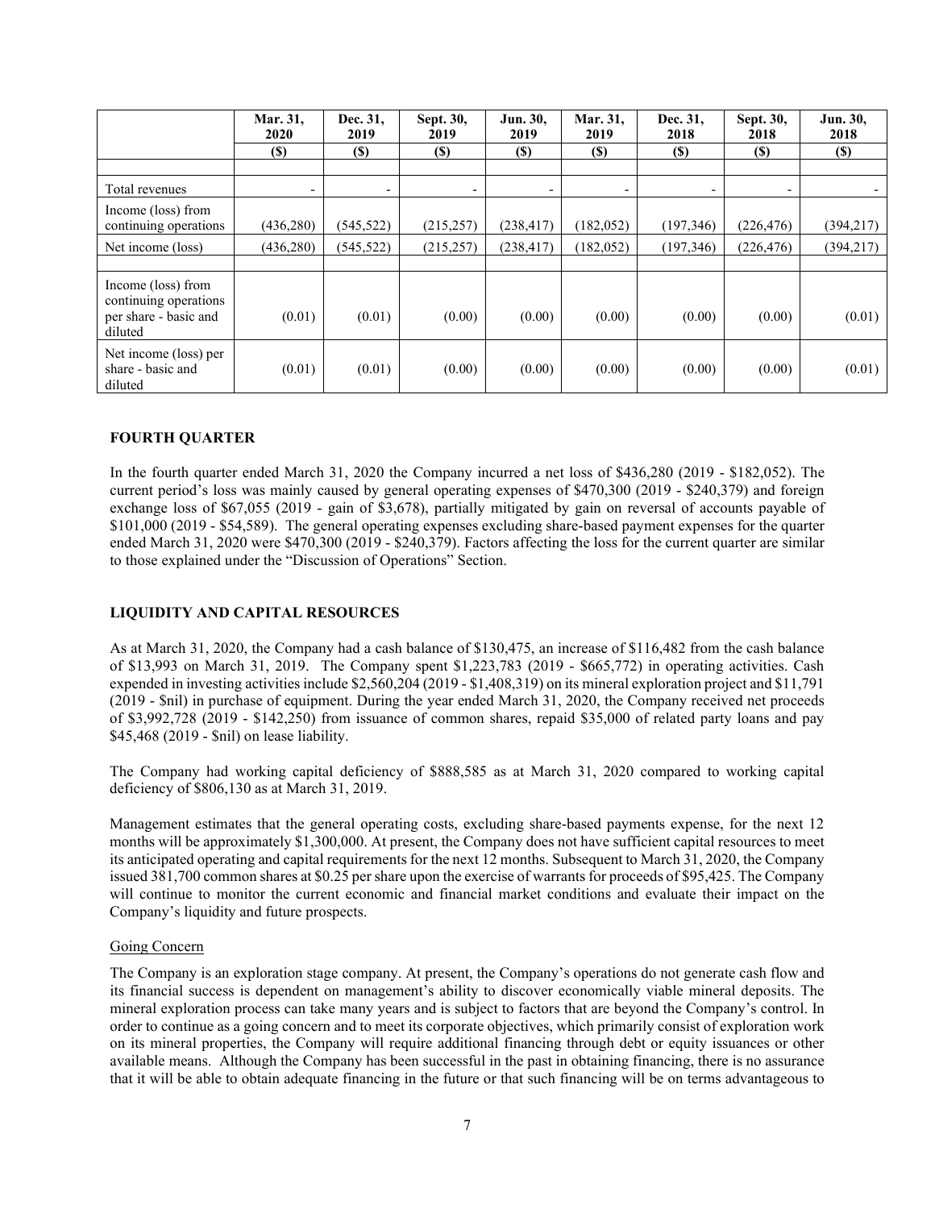| | Mar. 31, 2020 | Dec. 31, 2019 | Sept. 30, 2019 | Jun. 30, 2019 | Mar. 31, 2019 | Dec. 31, 2018 | Sept. 30, 2018 | Jun. 30, 2018 |
|---|---|---|---|---|---|---|---|---|
| | ($) | ($) | ($) | ($) | ($) | ($) | ($) | ($) |
| | | | | | | | | |
| Total revenues | - | - | - | - | - | - | - | - |
| Income (loss) from continuing operations | (436,280) | (545,522) | (215,257) | (238,417) | (182,052) | (197,346) | (226,476) | (394,217) |
| Net income (loss) | (436,280) | (545,522) | (215,257) | (238,417) | (182,052) | (197,346) | (226,476) | (394,217) |
| | | | | | | | | |
| Income (loss) from continuing operations per share - basic and diluted | (0.01) | (0.01) | (0.00) | (0.00) | (0.00) | (0.00) | (0.00) | (0.01) |
| Net income (loss) per share - basic and diluted | (0.01) | (0.01) | (0.00) | (0.00) | (0.00) | (0.00) | (0.00) | (0.01) |

## FOURTH QUARTER

In the fourth quarter ended March 31, 2020 the Company incurred a net loss of $436,280 (2019 - $182,052). The current period's loss was mainly caused by general operating expenses of $470,300 (2019 - $240,379) and foreign exchange loss of $67,055 (2019 - gain of $3,678), partially mitigated by gain on reversal of accounts payable of $101,000 (2019 - $54,589). The general operating expenses excluding share-based payment expenses for the quarter ended March 31, 2020 were $470,300 (2019 - $240,379). Factors affecting the loss for the current quarter are similar to those explained under the "Discussion of Operations" Section.

## LIQUIDITY AND CAPITAL RESOURCES

As at March 31, 2020, the Company had a cash balance of $130,475, an increase of $116,482 from the cash balance of $13,993 on March 31, 2019. The Company spent $1,223,783 (2019 - $665,772) in operating activities. Cash expended in investing activities include $2,560,204 (2019 - $1,408,319) on its mineral exploration project and $11,791 (2019 - $nil) in purchase of equipment. During the year ended March 31, 2020, the Company received net proceeds of $3,992,728 (2019 - $142,250) from issuance of common shares, repaid $35,000 of related party loans and pay $45,468 (2019 - $nil) on lease liability.

The Company had working capital deficiency of $888,585 as at March 31, 2020 compared to working capital deficiency of $806,130 as at March 31, 2019.

Management estimates that the general operating costs, excluding share-based payments expense, for the next 12 months will be approximately $1,300,000. At present, the Company does not have sufficient capital resources to meet its anticipated operating and capital requirements for the next 12 months. Subsequent to March 31, 2020, the Company issued 381,700 common shares at $0.25 per share upon the exercise of warrants for proceeds of $95,425. The Company will continue to monitor the current economic and financial market conditions and evaluate their impact on the Company's liquidity and future prospects.

### Going Concern

The Company is an exploration stage company. At present, the Company's operations do not generate cash flow and its financial success is dependent on management's ability to discover economically viable mineral deposits. The mineral exploration process can take many years and is subject to factors that are beyond the Company's control. In order to continue as a going concern and to meet its corporate objectives, which primarily consist of exploration work on its mineral properties, the Company will require additional financing through debt or equity issuances or other available means. Although the Company has been successful in the past in obtaining financing, there is no assurance that it will be able to obtain adequate financing in the future or that such financing will be on terms advantageous to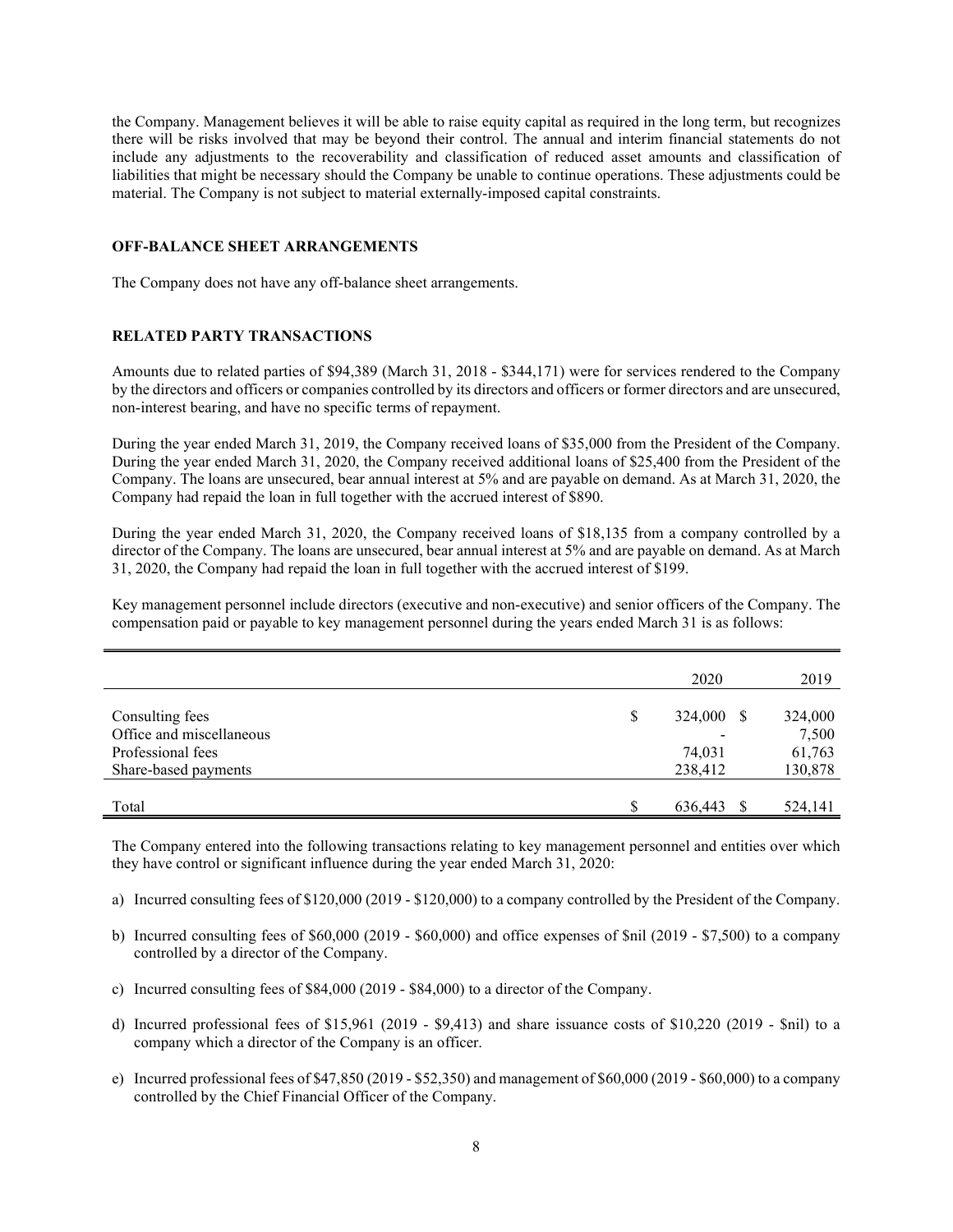the Company. Management believes it will be able to raise equity capital as required in the long term, but recognizes there will be risks involved that may be beyond their control. The annual and interim financial statements do not include any adjustments to the recoverability and classification of reduced asset amounts and classification of liabilities that might be necessary should the Company be unable to continue operations. These adjustments could be material. The Company is not subject to material externally-imposed capital constraints.

## OFF-BALANCE SHEET ARRANGEMENTS

The Company does not have any off-balance sheet arrangements.

## RELATED PARTY TRANSACTIONS

Amounts due to related parties of $94,389 (March 31, 2018 - $344,171) were for services rendered to the Company by the directors and officers or companies controlled by its directors and officers or former directors and are unsecured, non-interest bearing, and have no specific terms of repayment.

During the year ended March 31, 2019, the Company received loans of $35,000 from the President of the Company. During the year ended March 31, 2020, the Company received additional loans of $25,400 from the President of the Company. The loans are unsecured, bear annual interest at 5% and are payable on demand. As at March 31, 2020, the Company had repaid the loan in full together with the accrued interest of $890.

During the year ended March 31, 2020, the Company received loans of $18,135 from a company controlled by a director of the Company. The loans are unsecured, bear annual interest at 5% and are payable on demand. As at March 31, 2020, the Company had repaid the loan in full together with the accrued interest of $199.

Key management personnel include directors (executive and non-executive) and senior officers of the Company. The compensation paid or payable to key management personnel during the years ended March 31 is as follows:

| | 2020 | 2019 |
|---|---|---|
| Consulting fees | $ 324,000 | $ 324,000 |
| Office and miscellaneous | - | 7,500 |
| Professional fees | 74,031 | 61,763 |
| Share-based payments | 238,412 | 130,878 |
| Total | $ 636,443 | $ 524,141 |

The Company entered into the following transactions relating to key management personnel and entities over which they have control or significant influence during the year ended March 31, 2020:

a) Incurred consulting fees of $120,000 (2019 - $120,000) to a company controlled by the President of the Company.

b) Incurred consulting fees of $60,000 (2019 - $60,000) and office expenses of $nil (2019 - $7,500) to a company controlled by a director of the Company.

c) Incurred consulting fees of $84,000 (2019 - $84,000) to a director of the Company.

d) Incurred professional fees of $15,961 (2019 - $9,413) and share issuance costs of $10,220 (2019 - $nil) to a company which a director of the Company is an officer.

e) Incurred professional fees of $47,850 (2019 - $52,350) and management of $60,000 (2019 - $60,000) to a company controlled by the Chief Financial Officer of the Company.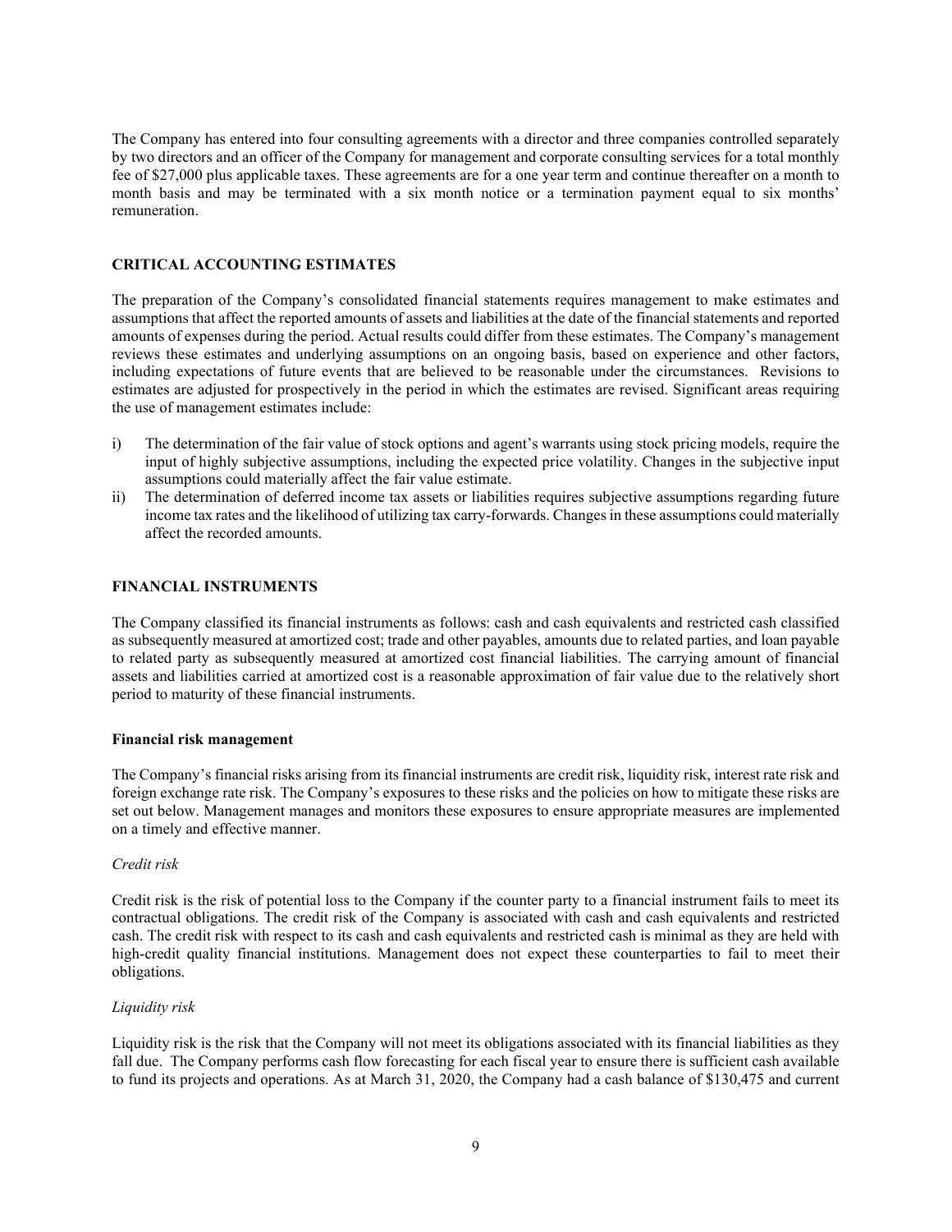The Company has entered into four consulting agreements with a director and three companies controlled separately by two directors and an officer of the Company for management and corporate consulting services for a total monthly fee of $27,000 plus applicable taxes. These agreements are for a one year term and continue thereafter on a month to month basis and may be terminated with a six month notice or a termination payment equal to six months' remuneration.

## CRITICAL ACCOUNTING ESTIMATES

The preparation of the Company's consolidated financial statements requires management to make estimates and assumptions that affect the reported amounts of assets and liabilities at the date of the financial statements and reported amounts of expenses during the period. Actual results could differ from these estimates. The Company's management reviews these estimates and underlying assumptions on an ongoing basis, based on experience and other factors, including expectations of future events that are believed to be reasonable under the circumstances. Revisions to estimates are adjusted for prospectively in the period in which the estimates are revised. Significant areas requiring the use of management estimates include:

i) The determination of the fair value of stock options and agent's warrants using stock pricing models, require the input of highly subjective assumptions, including the expected price volatility. Changes in the subjective input assumptions could materially affect the fair value estimate.

ii) The determination of deferred income tax assets or liabilities requires subjective assumptions regarding future income tax rates and the likelihood of utilizing tax carry-forwards. Changes in these assumptions could materially affect the recorded amounts.

## FINANCIAL INSTRUMENTS

The Company classified its financial instruments as follows: cash and cash equivalents and restricted cash classified as subsequently measured at amortized cost; trade and other payables, amounts due to related parties, and loan payable to related party as subsequently measured at amortized cost financial liabilities. The carrying amount of financial assets and liabilities carried at amortized cost is a reasonable approximation of fair value due to the relatively short period to maturity of these financial instruments.

### Financial risk management

The Company's financial risks arising from its financial instruments are credit risk, liquidity risk, interest rate risk and foreign exchange rate risk. The Company's exposures to these risks and the policies on how to mitigate these risks are set out below. Management manages and monitors these exposures to ensure appropriate measures are implemented on a timely and effective manner.

*Credit risk*

Credit risk is the risk of potential loss to the Company if the counter party to a financial instrument fails to meet its contractual obligations. The credit risk of the Company is associated with cash and cash equivalents and restricted cash. The credit risk with respect to its cash and cash equivalents and restricted cash is minimal as they are held with high-credit quality financial institutions. Management does not expect these counterparties to fail to meet their obligations.

*Liquidity risk*

Liquidity risk is the risk that the Company will not meet its obligations associated with its financial liabilities as they fall due. The Company performs cash flow forecasting for each fiscal year to ensure there is sufficient cash available to fund its projects and operations. As at March 31, 2020, the Company had a cash balance of $130,475 and current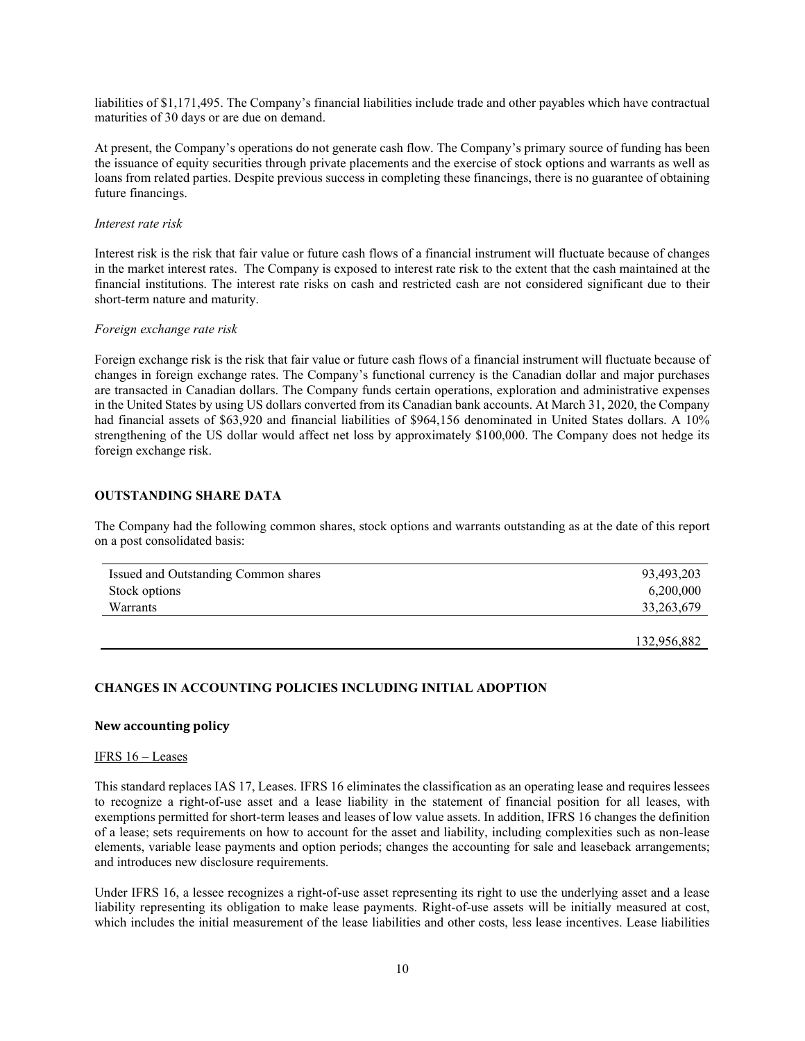liabilities of $1,171,495. The Company's financial liabilities include trade and other payables which have contractual maturities of 30 days or are due on demand.

At present, the Company's operations do not generate cash flow. The Company's primary source of funding has been the issuance of equity securities through private placements and the exercise of stock options and warrants as well as loans from related parties. Despite previous success in completing these financings, there is no guarantee of obtaining future financings.

*Interest rate risk*

Interest risk is the risk that fair value or future cash flows of a financial instrument will fluctuate because of changes in the market interest rates. The Company is exposed to interest rate risk to the extent that the cash maintained at the financial institutions. The interest rate risks on cash and restricted cash are not considered significant due to their short-term nature and maturity.

*Foreign exchange rate risk*

Foreign exchange risk is the risk that fair value or future cash flows of a financial instrument will fluctuate because of changes in foreign exchange rates. The Company's functional currency is the Canadian dollar and major purchases are transacted in Canadian dollars. The Company funds certain operations, exploration and administrative expenses in the United States by using US dollars converted from its Canadian bank accounts. At March 31, 2020, the Company had financial assets of $63,920 and financial liabilities of $964,156 denominated in United States dollars. A 10% strengthening of the US dollar would affect net loss by approximately $100,000. The Company does not hedge its foreign exchange risk.

## OUTSTANDING SHARE DATA

The Company had the following common shares, stock options and warrants outstanding as at the date of this report on a post consolidated basis:

| | |
|---|---|
| Issued and Outstanding Common shares | 93,493,203 |
| Stock options | 6,200,000 |
| Warrants | 33,263,679 |
| | 132,956,882 |

## CHANGES IN ACCOUNTING POLICIES INCLUDING INITIAL ADOPTION

### New accounting policy

IFRS 16 – Leases

This standard replaces IAS 17, Leases. IFRS 16 eliminates the classification as an operating lease and requires lessees to recognize a right-of-use asset and a lease liability in the statement of financial position for all leases, with exemptions permitted for short-term leases and leases of low value assets. In addition, IFRS 16 changes the definition of a lease; sets requirements on how to account for the asset and liability, including complexities such as non-lease elements, variable lease payments and option periods; changes the accounting for sale and leaseback arrangements; and introduces new disclosure requirements.

Under IFRS 16, a lessee recognizes a right-of-use asset representing its right to use the underlying asset and a lease liability representing its obligation to make lease payments. Right-of-use assets will be initially measured at cost, which includes the initial measurement of the lease liabilities and other costs, less lease incentives. Lease liabilities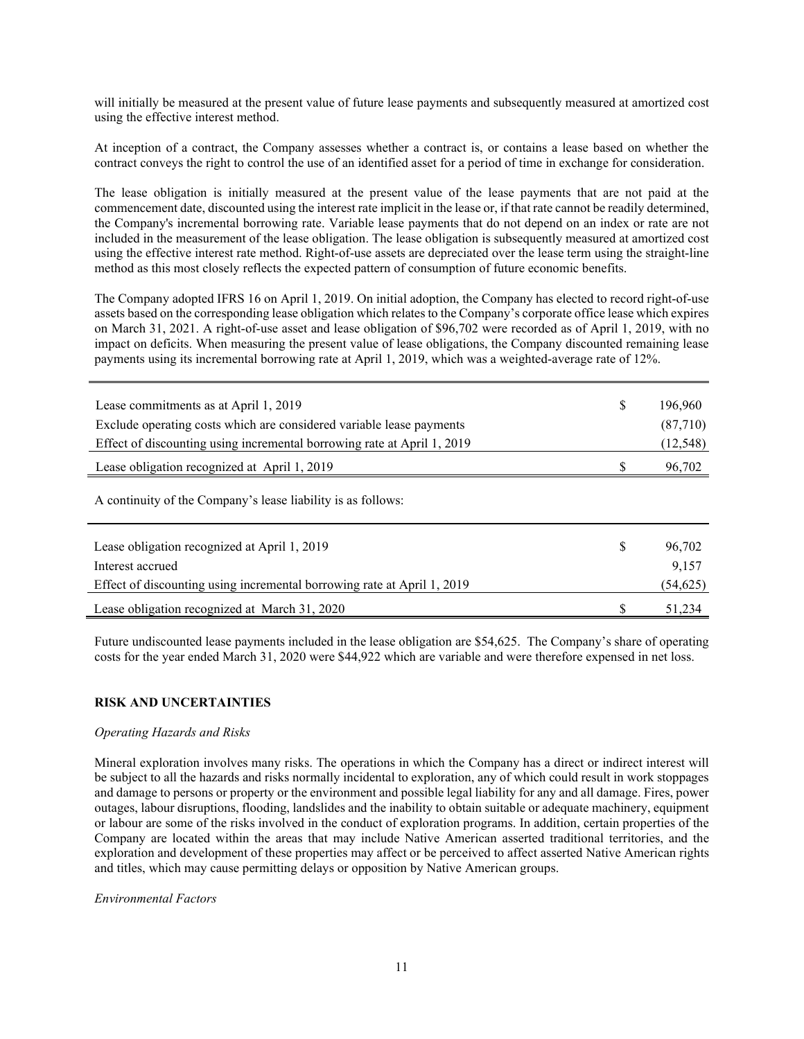will initially be measured at the present value of future lease payments and subsequently measured at amortized cost using the effective interest method.

At inception of a contract, the Company assesses whether a contract is, or contains a lease based on whether the contract conveys the right to control the use of an identified asset for a period of time in exchange for consideration.

The lease obligation is initially measured at the present value of the lease payments that are not paid at the commencement date, discounted using the interest rate implicit in the lease or, if that rate cannot be readily determined, the Company's incremental borrowing rate. Variable lease payments that do not depend on an index or rate are not included in the measurement of the lease obligation. The lease obligation is subsequently measured at amortized cost using the effective interest rate method. Right-of-use assets are depreciated over the lease term using the straight-line method as this most closely reflects the expected pattern of consumption of future economic benefits.

The Company adopted IFRS 16 on April 1, 2019. On initial adoption, the Company has elected to record right-of-use assets based on the corresponding lease obligation which relates to the Company's corporate office lease which expires on March 31, 2021. A right-of-use asset and lease obligation of $96,702 were recorded as of April 1, 2019, with no impact on deficits. When measuring the present value of lease obligations, the Company discounted remaining lease payments using its incremental borrowing rate at April 1, 2019, which was a weighted-average rate of 12%.

| | | |
|---|---|---|
| Lease commitments as at April 1, 2019 | $ | 196,960 |
| Exclude operating costs which are considered variable lease payments | | (87,710) |
| Effect of discounting using incremental borrowing rate at April 1, 2019 | | (12,548) |
| Lease obligation recognized at April 1, 2019 | $ | 96,702 |

A continuity of the Company's lease liability is as follows:

| | | |
|---|---|---|
| Lease obligation recognized at April 1, 2019 | $ | 96,702 |
| Interest accrued | | 9,157 |
| Effect of discounting using incremental borrowing rate at April 1, 2019 | | (54,625) |
| Lease obligation recognized at March 31, 2020 | $ | 51,234 |

Future undiscounted lease payments included in the lease obligation are $54,625. The Company's share of operating costs for the year ended March 31, 2020 were $44,922 which are variable and were therefore expensed in net loss.

## RISK AND UNCERTAINTIES

*Operating Hazards and Risks*

Mineral exploration involves many risks. The operations in which the Company has a direct or indirect interest will be subject to all the hazards and risks normally incidental to exploration, any of which could result in work stoppages and damage to persons or property or the environment and possible legal liability for any and all damage. Fires, power outages, labour disruptions, flooding, landslides and the inability to obtain suitable or adequate machinery, equipment or labour are some of the risks involved in the conduct of exploration programs. In addition, certain properties of the Company are located within the areas that may include Native American asserted traditional territories, and the exploration and development of these properties may affect or be perceived to affect asserted Native American rights and titles, which may cause permitting delays or opposition by Native American groups.

*Environmental Factors*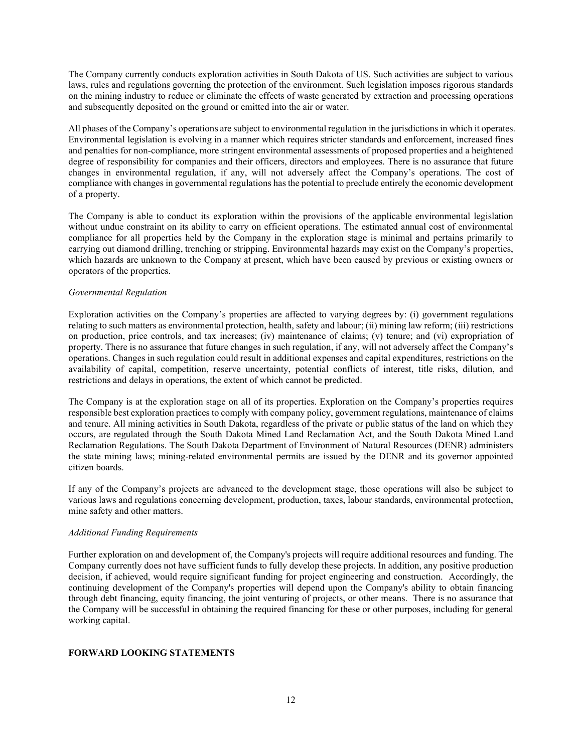The Company currently conducts exploration activities in South Dakota of US. Such activities are subject to various laws, rules and regulations governing the protection of the environment. Such legislation imposes rigorous standards on the mining industry to reduce or eliminate the effects of waste generated by extraction and processing operations and subsequently deposited on the ground or emitted into the air or water.

All phases of the Company's operations are subject to environmental regulation in the jurisdictions in which it operates. Environmental legislation is evolving in a manner which requires stricter standards and enforcement, increased fines and penalties for non-compliance, more stringent environmental assessments of proposed properties and a heightened degree of responsibility for companies and their officers, directors and employees. There is no assurance that future changes in environmental regulation, if any, will not adversely affect the Company's operations. The cost of compliance with changes in governmental regulations has the potential to preclude entirely the economic development of a property.

The Company is able to conduct its exploration within the provisions of the applicable environmental legislation without undue constraint on its ability to carry on efficient operations. The estimated annual cost of environmental compliance for all properties held by the Company in the exploration stage is minimal and pertains primarily to carrying out diamond drilling, trenching or stripping. Environmental hazards may exist on the Company's properties, which hazards are unknown to the Company at present, which have been caused by previous or existing owners or operators of the properties.

*Governmental Regulation*

Exploration activities on the Company's properties are affected to varying degrees by: (i) government regulations relating to such matters as environmental protection, health, safety and labour; (ii) mining law reform; (iii) restrictions on production, price controls, and tax increases; (iv) maintenance of claims; (v) tenure; and (vi) expropriation of property. There is no assurance that future changes in such regulation, if any, will not adversely affect the Company's operations. Changes in such regulation could result in additional expenses and capital expenditures, restrictions on the availability of capital, competition, reserve uncertainty, potential conflicts of interest, title risks, dilution, and restrictions and delays in operations, the extent of which cannot be predicted.

The Company is at the exploration stage on all of its properties. Exploration on the Company's properties requires responsible best exploration practices to comply with company policy, government regulations, maintenance of claims and tenure. All mining activities in South Dakota, regardless of the private or public status of the land on which they occurs, are regulated through the South Dakota Mined Land Reclamation Act, and the South Dakota Mined Land Reclamation Regulations. The South Dakota Department of Environment of Natural Resources (DENR) administers the state mining laws; mining-related environmental permits are issued by the DENR and its governor appointed citizen boards.

If any of the Company's projects are advanced to the development stage, those operations will also be subject to various laws and regulations concerning development, production, taxes, labour standards, environmental protection, mine safety and other matters.

*Additional Funding Requirements*

Further exploration on and development of, the Company's projects will require additional resources and funding. The Company currently does not have sufficient funds to fully develop these projects. In addition, any positive production decision, if achieved, would require significant funding for project engineering and construction. Accordingly, the continuing development of the Company's properties will depend upon the Company's ability to obtain financing through debt financing, equity financing, the joint venturing of projects, or other means. There is no assurance that the Company will be successful in obtaining the required financing for these or other purposes, including for general working capital.

**FORWARD LOOKING STATEMENTS**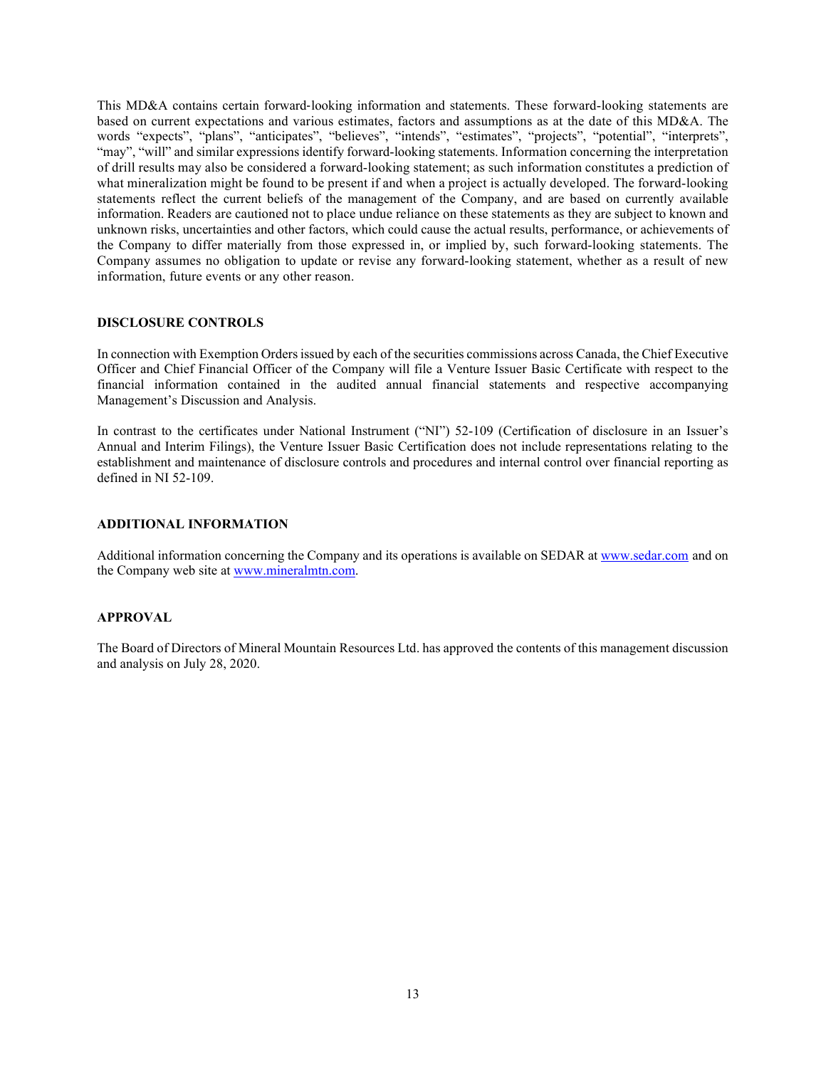This MD&A contains certain forward-looking information and statements. These forward-looking statements are based on current expectations and various estimates, factors and assumptions as at the date of this MD&A. The words "expects", "plans", "anticipates", "believes", "intends", "estimates", "projects", "potential", "interprets", "may", "will" and similar expressions identify forward-looking statements. Information concerning the interpretation of drill results may also be considered a forward-looking statement; as such information constitutes a prediction of what mineralization might be found to be present if and when a project is actually developed. The forward-looking statements reflect the current beliefs of the management of the Company, and are based on currently available information. Readers are cautioned not to place undue reliance on these statements as they are subject to known and unknown risks, uncertainties and other factors, which could cause the actual results, performance, or achievements of the Company to differ materially from those expressed in, or implied by, such forward-looking statements. The Company assumes no obligation to update or revise any forward-looking statement, whether as a result of new information, future events or any other reason.

## DISCLOSURE CONTROLS

In connection with Exemption Orders issued by each of the securities commissions across Canada, the Chief Executive Officer and Chief Financial Officer of the Company will file a Venture Issuer Basic Certificate with respect to the financial information contained in the audited annual financial statements and respective accompanying Management's Discussion and Analysis.

In contrast to the certificates under National Instrument ("NI") 52-109 (Certification of disclosure in an Issuer's Annual and Interim Filings), the Venture Issuer Basic Certification does not include representations relating to the establishment and maintenance of disclosure controls and procedures and internal control over financial reporting as defined in NI 52-109.

## ADDITIONAL INFORMATION

Additional information concerning the Company and its operations is available on SEDAR at [www.sedar.com](http://www.sedar.com) and on the Company web site at [www.mineralmtn.com](http://www.mineralmtn.com).

## APPROVAL

The Board of Directors of Mineral Mountain Resources Ltd. has approved the contents of this management discussion and analysis on July 28, 2020.